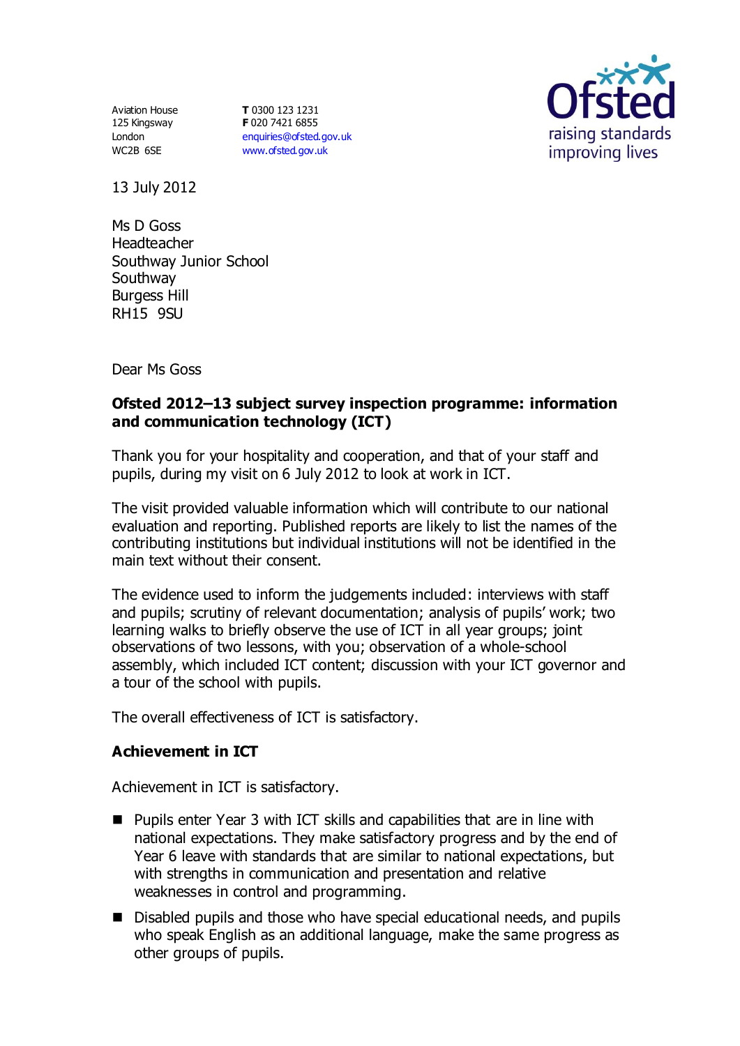Aviation House
125 Kingsway
London
WC2B 6SE

**T** 0300 123 1231
**F** 020 7421 6855
enquiries@ofsted.gov.uk
www.ofsted.gov.uk

Ofsted
raising standards
improving lives

13 July 2012

Ms D Goss
Headteacher
Southway Junior School
Southway
Burgess Hill
RH15 9SU

Dear Ms Goss

**Ofsted 2012–13 subject survey inspection programme: information and communication technology (ICT)**

Thank you for your hospitality and cooperation, and that of your staff and pupils, during my visit on 6 July 2012 to look at work in ICT.

The visit provided valuable information which will contribute to our national evaluation and reporting. Published reports are likely to list the names of the contributing institutions but individual institutions will not be identified in the main text without their consent.

The evidence used to inform the judgements included: interviews with staff and pupils; scrutiny of relevant documentation; analysis of pupils' work; two learning walks to briefly observe the use of ICT in all year groups; joint observations of two lessons, with you; observation of a whole-school assembly, which included ICT content; discussion with your ICT governor and a tour of the school with pupils.

The overall effectiveness of ICT is satisfactory.

## Achievement in ICT

Achievement in ICT is satisfactory.

- Pupils enter Year 3 with ICT skills and capabilities that are in line with national expectations. They make satisfactory progress and by the end of Year 6 leave with standards that are similar to national expectations, but with strengths in communication and presentation and relative weaknesses in control and programming.
- Disabled pupils and those who have special educational needs, and pupils who speak English as an additional language, make the same progress as other groups of pupils.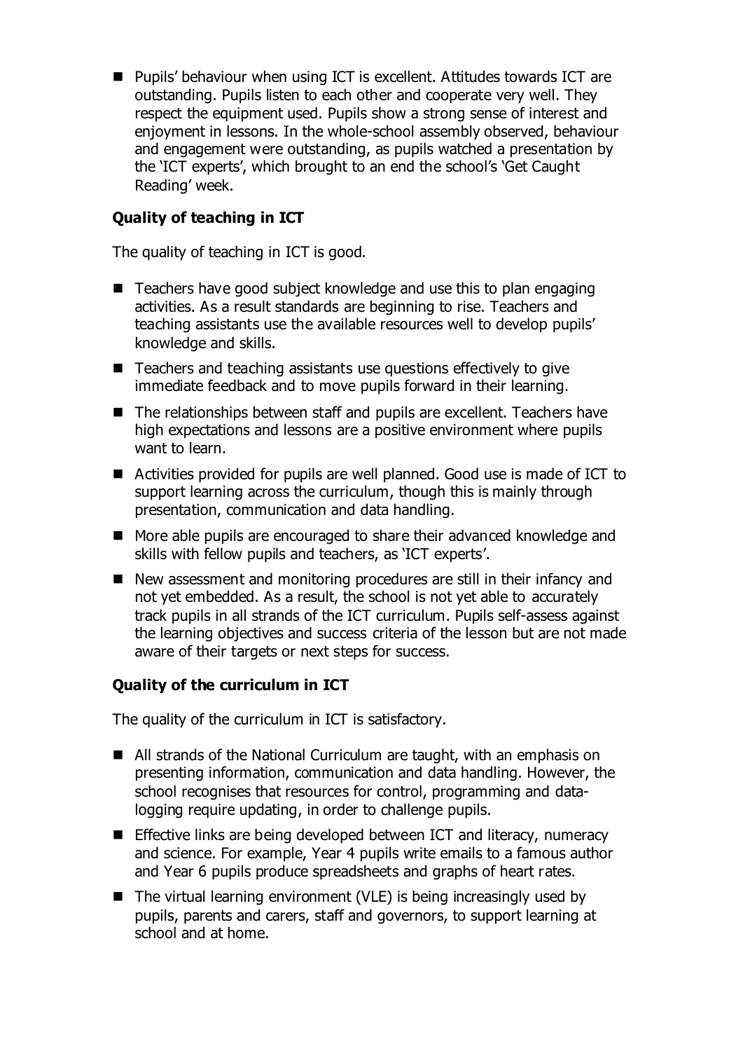- Pupils' behaviour when using ICT is excellent. Attitudes towards ICT are outstanding. Pupils listen to each other and cooperate very well. They respect the equipment used. Pupils show a strong sense of interest and enjoyment in lessons. In the whole-school assembly observed, behaviour and engagement were outstanding, as pupils watched a presentation by the 'ICT experts', which brought to an end the school's 'Get Caught Reading' week.

### Quality of teaching in ICT

The quality of teaching in ICT is good.

- Teachers have good subject knowledge and use this to plan engaging activities. As a result standards are beginning to rise. Teachers and teaching assistants use the available resources well to develop pupils' knowledge and skills.
- Teachers and teaching assistants use questions effectively to give immediate feedback and to move pupils forward in their learning.
- The relationships between staff and pupils are excellent. Teachers have high expectations and lessons are a positive environment where pupils want to learn.
- Activities provided for pupils are well planned. Good use is made of ICT to support learning across the curriculum, though this is mainly through presentation, communication and data handling.
- More able pupils are encouraged to share their advanced knowledge and skills with fellow pupils and teachers, as 'ICT experts'.
- New assessment and monitoring procedures are still in their infancy and not yet embedded. As a result, the school is not yet able to accurately track pupils in all strands of the ICT curriculum. Pupils self-assess against the learning objectives and success criteria of the lesson but are not made aware of their targets or next steps for success.

### Quality of the curriculum in ICT

The quality of the curriculum in ICT is satisfactory.

- All strands of the National Curriculum are taught, with an emphasis on presenting information, communication and data handling. However, the school recognises that resources for control, programming and data-logging require updating, in order to challenge pupils.
- Effective links are being developed between ICT and literacy, numeracy and science. For example, Year 4 pupils write emails to a famous author and Year 6 pupils produce spreadsheets and graphs of heart rates.
- The virtual learning environment (VLE) is being increasingly used by pupils, parents and carers, staff and governors, to support learning at school and at home.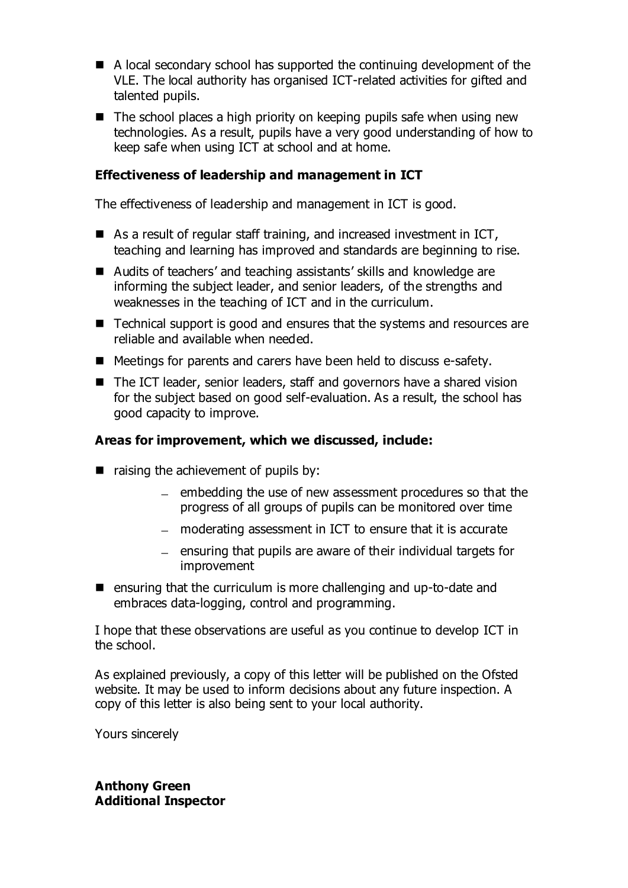- A local secondary school has supported the continuing development of the VLE. The local authority has organised ICT-related activities for gifted and talented pupils.
- The school places a high priority on keeping pupils safe when using new technologies. As a result, pupils have a very good understanding of how to keep safe when using ICT at school and at home.

**Effectiveness of leadership and management in ICT**

The effectiveness of leadership and management in ICT is good.

- As a result of regular staff training, and increased investment in ICT, teaching and learning has improved and standards are beginning to rise.
- Audits of teachers' and teaching assistants' skills and knowledge are informing the subject leader, and senior leaders, of the strengths and weaknesses in the teaching of ICT and in the curriculum.
- Technical support is good and ensures that the systems and resources are reliable and available when needed.
- Meetings for parents and carers have been held to discuss e-safety.
- The ICT leader, senior leaders, staff and governors have a shared vision for the subject based on good self-evaluation. As a result, the school has good capacity to improve.

**Areas for improvement, which we discussed, include:**

- raising the achievement of pupils by:
  - embedding the use of new assessment procedures so that the progress of all groups of pupils can be monitored over time
  - moderating assessment in ICT to ensure that it is accurate
  - ensuring that pupils are aware of their individual targets for improvement
- ensuring that the curriculum is more challenging and up-to-date and embraces data-logging, control and programming.

I hope that these observations are useful as you continue to develop ICT in the school.

As explained previously, a copy of this letter will be published on the Ofsted website. It may be used to inform decisions about any future inspection. A copy of this letter is also being sent to your local authority.

Yours sincerely

**Anthony Green**
**Additional Inspector**